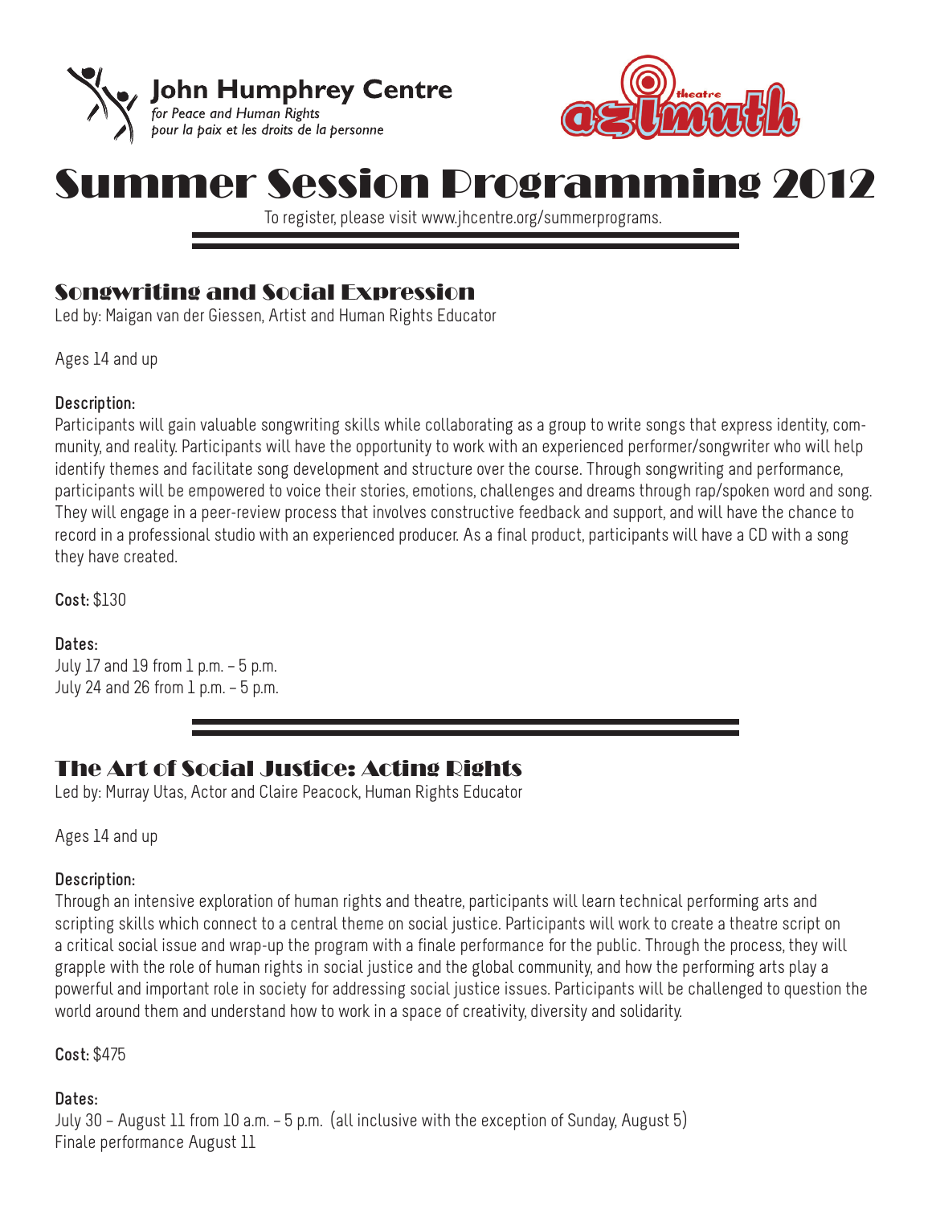**John Humphrey Centre**
*for Peace and Human Rights*
*pour la paix et les droits de la personne*

theatre azimuth

# Summer Session Programming 2012

To register, please visit www.jhcentre.org/summerprograms.

## Songwriting and Social Expression

Led by: Maigan van der Giessen, Artist and Human Rights Educator

Ages 14 and up

**Description:**
Participants will gain valuable songwriting skills while collaborating as a group to write songs that express identity, community, and reality. Participants will have the opportunity to work with an experienced performer/songwriter who will help identify themes and facilitate song development and structure over the course. Through songwriting and performance, participants will be empowered to voice their stories, emotions, challenges and dreams through rap/spoken word and song. They will engage in a peer-review process that involves constructive feedback and support, and will have the chance to record in a professional studio with an experienced producer. As a final product, participants will have a CD with a song they have created.

**Cost:** $130

**Dates:**
July 17 and 19 from 1 p.m. – 5 p.m.
July 24 and 26 from 1 p.m. – 5 p.m.

## The Art of Social Justice: Acting Rights

Led by: Murray Utas, Actor and Claire Peacock, Human Rights Educator

Ages 14 and up

**Description:**
Through an intensive exploration of human rights and theatre, participants will learn technical performing arts and scripting skills which connect to a central theme on social justice. Participants will work to create a theatre script on a critical social issue and wrap-up the program with a finale performance for the public. Through the process, they will grapple with the role of human rights in social justice and the global community, and how the performing arts play a powerful and important role in society for addressing social justice issues. Participants will be challenged to question the world around them and understand how to work in a space of creativity, diversity and solidarity.

**Cost:** $475

**Dates:**
July 30 – August 11 from 10 a.m. – 5 p.m. (all inclusive with the exception of Sunday, August 5)
Finale performance August 11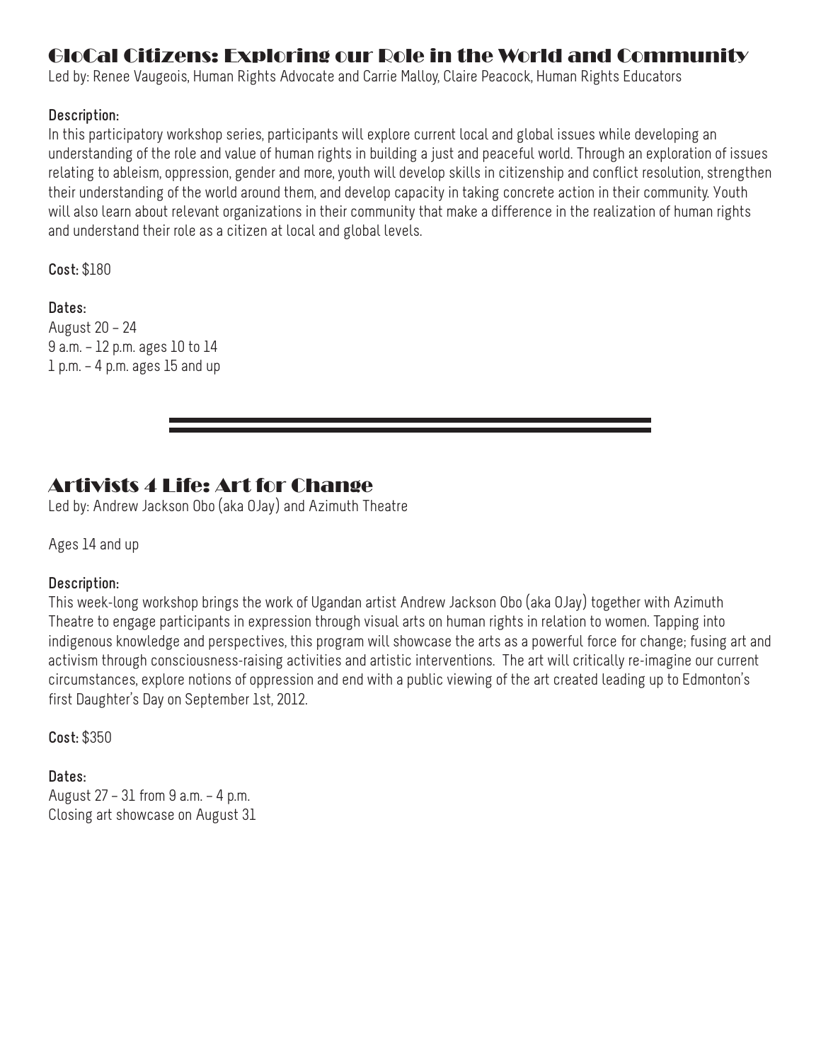## GloCal Citizens: Exploring our Role in the World and Community

Led by: Renee Vaugeois, Human Rights Advocate and Carrie Malloy, Claire Peacock, Human Rights Educators

**Description:**

In this participatory workshop series, participants will explore current local and global issues while developing an understanding of the role and value of human rights in building a just and peaceful world. Through an exploration of issues relating to ableism, oppression, gender and more, youth will develop skills in citizenship and conflict resolution, strengthen their understanding of the world around them, and develop capacity in taking concrete action in their community. Youth will also learn about relevant organizations in their community that make a difference in the realization of human rights and understand their role as a citizen at local and global levels.

**Cost:** $180

**Dates:**
August 20 – 24
9 a.m. – 12 p.m. ages 10 to 14
1 p.m. – 4 p.m. ages 15 and up

---

## Artivists 4 Life: Art for Change

Led by: Andrew Jackson Obo (aka OJay) and Azimuth Theatre

Ages 14 and up

**Description:**

This week-long workshop brings the work of Ugandan artist Andrew Jackson Obo (aka OJay) together with Azimuth Theatre to engage participants in expression through visual arts on human rights in relation to women. Tapping into indigenous knowledge and perspectives, this program will showcase the arts as a powerful force for change; fusing art and activism through consciousness-raising activities and artistic interventions. The art will critically re-imagine our current circumstances, explore notions of oppression and end with a public viewing of the art created leading up to Edmonton's first Daughter's Day on September 1st, 2012.

**Cost:** $350

**Dates:**
August 27 – 31 from 9 a.m. – 4 p.m.
Closing art showcase on August 31